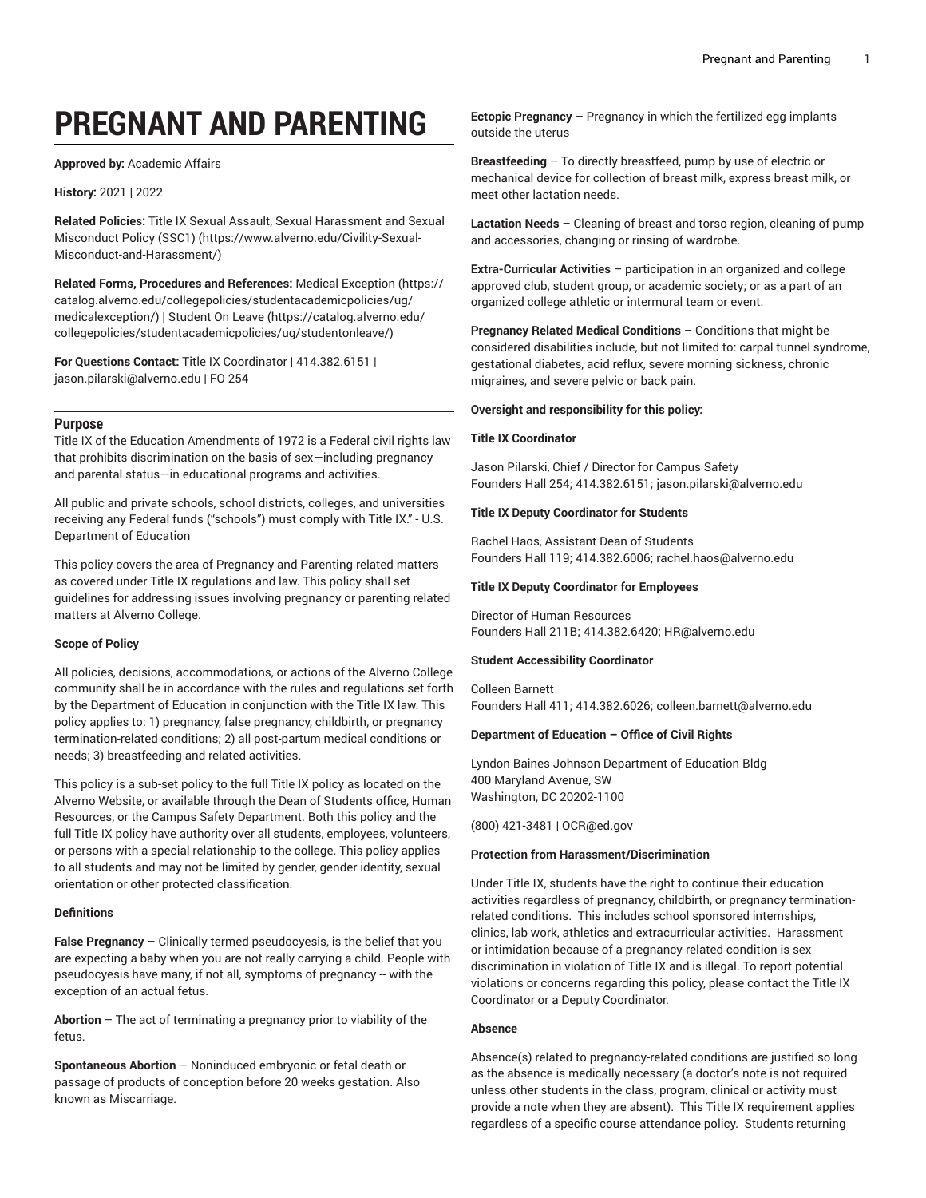# PREGNANT AND PARENTING

**Approved by:** Academic Affairs

**History:** 2021 | 2022

**Related Policies:** Title IX Sexual Assault, Sexual Harassment and Sexual Misconduct Policy (SSC1) (https://www.alverno.edu/Civility-Sexual-Misconduct-and-Harassment/)

**Related Forms, Procedures and References:** Medical Exception (https://catalog.alverno.edu/collegepolicies/studentacademicpolicies/ug/medicalexception/) | Student On Leave (https://catalog.alverno.edu/collegepolicies/studentacademicpolicies/ug/studentonleave/)

**For Questions Contact:** Title IX Coordinator | 414.382.6151 | jason.pilarski@alverno.edu | FO 254

## Purpose

Title IX of the Education Amendments of 1972 is a Federal civil rights law that prohibits discrimination on the basis of sex—including pregnancy and parental status—in educational programs and activities.

All public and private schools, school districts, colleges, and universities receiving any Federal funds ("schools") must comply with Title IX." - U.S. Department of Education

This policy covers the area of Pregnancy and Parenting related matters as covered under Title IX regulations and law. This policy shall set guidelines for addressing issues involving pregnancy or parenting related matters at Alverno College.

**Scope of Policy**

All policies, decisions, accommodations, or actions of the Alverno College community shall be in accordance with the rules and regulations set forth by the Department of Education in conjunction with the Title IX law. This policy applies to: 1) pregnancy, false pregnancy, childbirth, or pregnancy termination-related conditions; 2) all post-partum medical conditions or needs; 3) breastfeeding and related activities.

This policy is a sub-set policy to the full Title IX policy as located on the Alverno Website, or available through the Dean of Students office, Human Resources, or the Campus Safety Department. Both this policy and the full Title IX policy have authority over all students, employees, volunteers, or persons with a special relationship to the college. This policy applies to all students and may not be limited by gender, gender identity, sexual orientation or other protected classification.

**Definitions**

**False Pregnancy** – Clinically termed pseudocyesis, is the belief that you are expecting a baby when you are not really carrying a child. People with pseudocyesis have many, if not all, symptoms of pregnancy -- with the exception of an actual fetus.

**Abortion** – The act of terminating a pregnancy prior to viability of the fetus.

**Spontaneous Abortion** – Noninduced embryonic or fetal death or passage of products of conception before 20 weeks gestation. Also known as Miscarriage.

**Ectopic Pregnancy** – Pregnancy in which the fertilized egg implants outside the uterus

**Breastfeeding** – To directly breastfeed, pump by use of electric or mechanical device for collection of breast milk, express breast milk, or meet other lactation needs.

**Lactation Needs** – Cleaning of breast and torso region, cleaning of pump and accessories, changing or rinsing of wardrobe.

**Extra-Curricular Activities** – participation in an organized and college approved club, student group, or academic society; or as a part of an organized college athletic or intermural team or event.

**Pregnancy Related Medical Conditions** – Conditions that might be considered disabilities include, but not limited to: carpal tunnel syndrome, gestational diabetes, acid reflux, severe morning sickness, chronic migraines, and severe pelvic or back pain.

**Oversight and responsibility for this policy:**

**Title IX Coordinator**

Jason Pilarski, Chief / Director for Campus Safety
Founders Hall 254; 414.382.6151; jason.pilarski@alverno.edu

**Title IX Deputy Coordinator for Students**

Rachel Haos, Assistant Dean of Students
Founders Hall 119; 414.382.6006; rachel.haos@alverno.edu

**Title IX Deputy Coordinator for Employees**

Director of Human Resources
Founders Hall 211B; 414.382.6420; HR@alverno.edu

**Student Accessibility Coordinator**

Colleen Barnett
Founders Hall 411; 414.382.6026; colleen.barnett@alverno.edu

**Department of Education – Office of Civil Rights**

Lyndon Baines Johnson Department of Education Bldg
400 Maryland Avenue, SW
Washington, DC 20202-1100

(800) 421-3481 | OCR@ed.gov

**Protection from Harassment/Discrimination**

Under Title IX, students have the right to continue their education activities regardless of pregnancy, childbirth, or pregnancy termination-related conditions. This includes school sponsored internships, clinics, lab work, athletics and extracurricular activities. Harassment or intimidation because of a pregnancy-related condition is sex discrimination in violation of Title IX and is illegal. To report potential violations or concerns regarding this policy, please contact the Title IX Coordinator or a Deputy Coordinator.

**Absence**

Absence(s) related to pregnancy-related conditions are justified so long as the absence is medically necessary (a doctor's note is not required unless other students in the class, program, clinical or activity must provide a note when they are absent). This Title IX requirement applies regardless of a specific course attendance policy. Students returning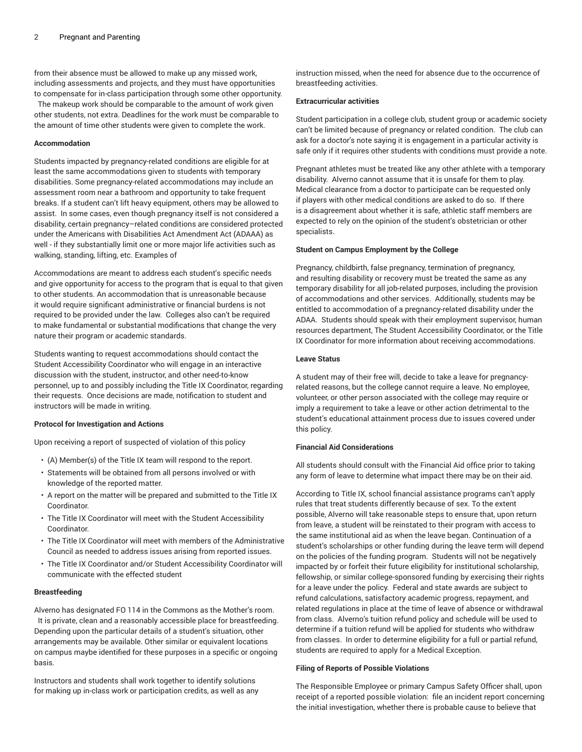from their absence must be allowed to make up any missed work, including assessments and projects, and they must have opportunities to compensate for in-class participation through some other opportunity. The makeup work should be comparable to the amount of work given other students, not extra. Deadlines for the work must be comparable to the amount of time other students were given to complete the work.

**Accommodation**

Students impacted by pregnancy-related conditions are eligible for at least the same accommodations given to students with temporary disabilities. Some pregnancy-related accommodations may include an assessment room near a bathroom and opportunity to take frequent breaks. If a student can't lift heavy equipment, others may be allowed to assist. In some cases, even though pregnancy itself is not considered a disability, certain pregnancy–related conditions are considered protected under the Americans with Disabilities Act Amendment Act (ADAAA) as well - if they substantially limit one or more major life activities such as walking, standing, lifting, etc. Examples of

Accommodations are meant to address each student's specific needs and give opportunity for access to the program that is equal to that given to other students. An accommodation that is unreasonable because it would require significant administrative or financial burdens is not required to be provided under the law. Colleges also can't be required to make fundamental or substantial modifications that change the very nature their program or academic standards.

Students wanting to request accommodations should contact the Student Accessibility Coordinator who will engage in an interactive discussion with the student, instructor, and other need-to-know personnel, up to and possibly including the Title IX Coordinator, regarding their requests. Once decisions are made, notification to student and instructors will be made in writing.

**Protocol for Investigation and Actions**

Upon receiving a report of suspected of violation of this policy

- (A) Member(s) of the Title IX team will respond to the report.
- Statements will be obtained from all persons involved or with knowledge of the reported matter.
- A report on the matter will be prepared and submitted to the Title IX Coordinator.
- The Title IX Coordinator will meet with the Student Accessibility Coordinator.
- The Title IX Coordinator will meet with members of the Administrative Council as needed to address issues arising from reported issues.
- The Title IX Coordinator and/or Student Accessibility Coordinator will communicate with the effected student

**Breastfeeding**

Alverno has designated FO 114 in the Commons as the Mother's room. It is private, clean and a reasonably accessible place for breastfeeding. Depending upon the particular details of a student's situation, other arrangements may be available. Other similar or equivalent locations on campus maybe identified for these purposes in a specific or ongoing basis.

Instructors and students shall work together to identify solutions for making up in-class work or participation credits, as well as any instruction missed, when the need for absence due to the occurrence of breastfeeding activities.

**Extracurricular activities**

Student participation in a college club, student group or academic society can't be limited because of pregnancy or related condition. The club can ask for a doctor's note saying it is engagement in a particular activity is safe only if it requires other students with conditions must provide a note.

Pregnant athletes must be treated like any other athlete with a temporary disability. Alverno cannot assume that it is unsafe for them to play. Medical clearance from a doctor to participate can be requested only if players with other medical conditions are asked to do so. If there is a disagreement about whether it is safe, athletic staff members are expected to rely on the opinion of the student's obstetrician or other specialists.

**Student on Campus Employment by the College**

Pregnancy, childbirth, false pregnancy, termination of pregnancy, and resulting disability or recovery must be treated the same as any temporary disability for all job-related purposes, including the provision of accommodations and other services. Additionally, students may be entitled to accommodation of a pregnancy-related disability under the ADAA. Students should speak with their employment supervisor, human resources department, The Student Accessibility Coordinator, or the Title IX Coordinator for more information about receiving accommodations.

**Leave Status**

A student may of their free will, decide to take a leave for pregnancy-related reasons, but the college cannot require a leave. No employee, volunteer, or other person associated with the college may require or imply a requirement to take a leave or other action detrimental to the student's educational attainment process due to issues covered under this policy.

**Financial Aid Considerations**

All students should consult with the Financial Aid office prior to taking any form of leave to determine what impact there may be on their aid.

According to Title IX, school financial assistance programs can't apply rules that treat students differently because of sex. To the extent possible, Alverno will take reasonable steps to ensure that, upon return from leave, a student will be reinstated to their program with access to the same institutional aid as when the leave began. Continuation of a student's scholarships or other funding during the leave term will depend on the policies of the funding program. Students will not be negatively impacted by or forfeit their future eligibility for institutional scholarship, fellowship, or similar college-sponsored funding by exercising their rights for a leave under the policy. Federal and state awards are subject to refund calculations, satisfactory academic progress, repayment, and related regulations in place at the time of leave of absence or withdrawal from class. Alverno's tuition refund policy and schedule will be used to determine if a tuition refund will be applied for students who withdraw from classes. In order to determine eligibility for a full or partial refund, students are required to apply for a Medical Exception.

**Filing of Reports of Possible Violations**

The Responsible Employee or primary Campus Safety Officer shall, upon receipt of a reported possible violation: file an incident report concerning the initial investigation, whether there is probable cause to believe that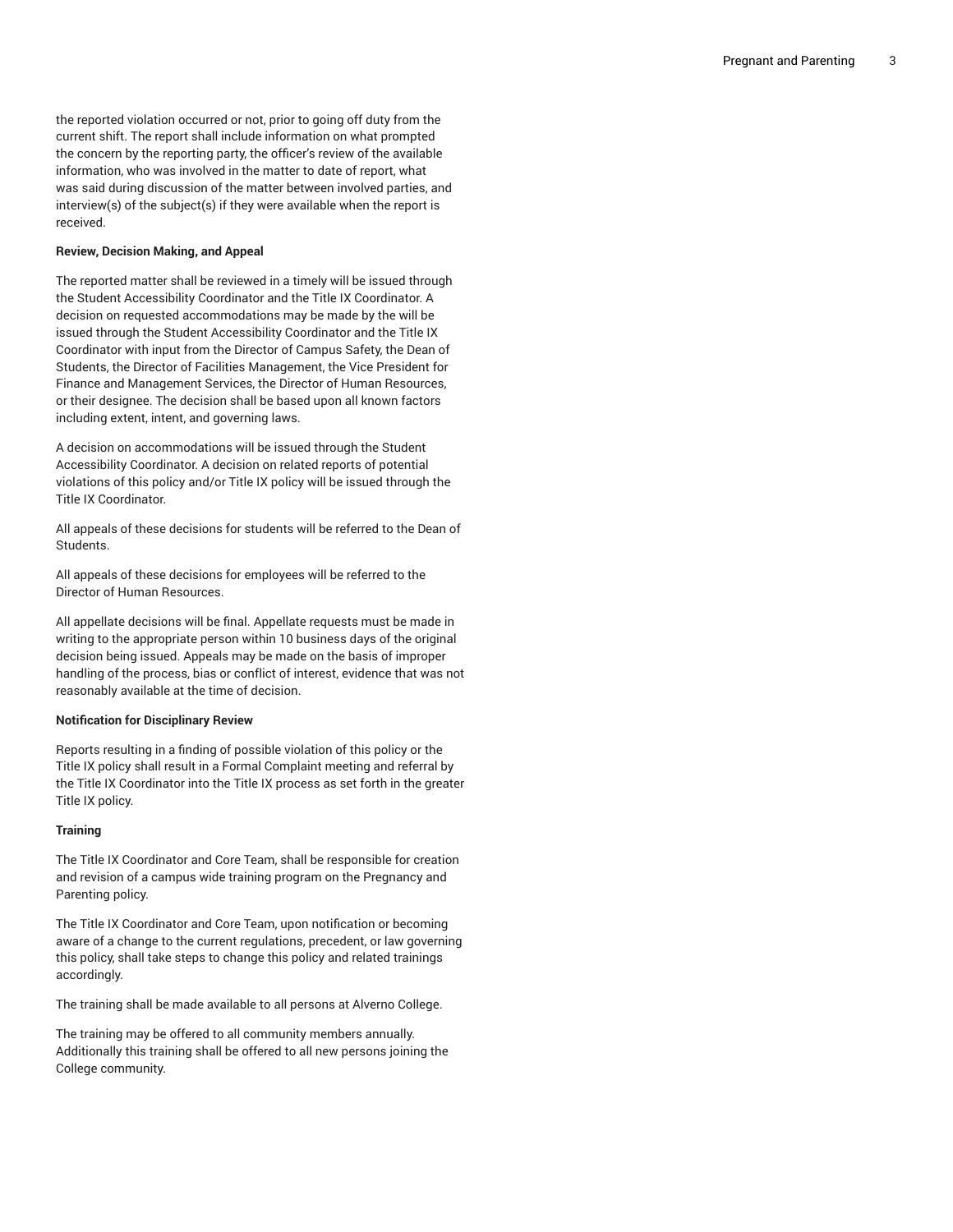the reported violation occurred or not, prior to going off duty from the current shift. The report shall include information on what prompted the concern by the reporting party, the officer's review of the available information, who was involved in the matter to date of report, what was said during discussion of the matter between involved parties, and interview(s) of the subject(s) if they were available when the report is received.

**Review, Decision Making, and Appeal**

The reported matter shall be reviewed in a timely will be issued through the Student Accessibility Coordinator and the Title IX Coordinator. A decision on requested accommodations may be made by the will be issued through the Student Accessibility Coordinator and the Title IX Coordinator with input from the Director of Campus Safety, the Dean of Students, the Director of Facilities Management, the Vice President for Finance and Management Services, the Director of Human Resources, or their designee. The decision shall be based upon all known factors including extent, intent, and governing laws.

A decision on accommodations will be issued through the Student Accessibility Coordinator. A decision on related reports of potential violations of this policy and/or Title IX policy will be issued through the Title IX Coordinator.

All appeals of these decisions for students will be referred to the Dean of Students.

All appeals of these decisions for employees will be referred to the Director of Human Resources.

All appellate decisions will be final. Appellate requests must be made in writing to the appropriate person within 10 business days of the original decision being issued. Appeals may be made on the basis of improper handling of the process, bias or conflict of interest, evidence that was not reasonably available at the time of decision.

**Notification for Disciplinary Review**

Reports resulting in a finding of possible violation of this policy or the Title IX policy shall result in a Formal Complaint meeting and referral by the Title IX Coordinator into the Title IX process as set forth in the greater Title IX policy.

**Training**

The Title IX Coordinator and Core Team, shall be responsible for creation and revision of a campus wide training program on the Pregnancy and Parenting policy.

The Title IX Coordinator and Core Team, upon notification or becoming aware of a change to the current regulations, precedent, or law governing this policy, shall take steps to change this policy and related trainings accordingly.

The training shall be made available to all persons at Alverno College.

The training may be offered to all community members annually. Additionally this training shall be offered to all new persons joining the College community.